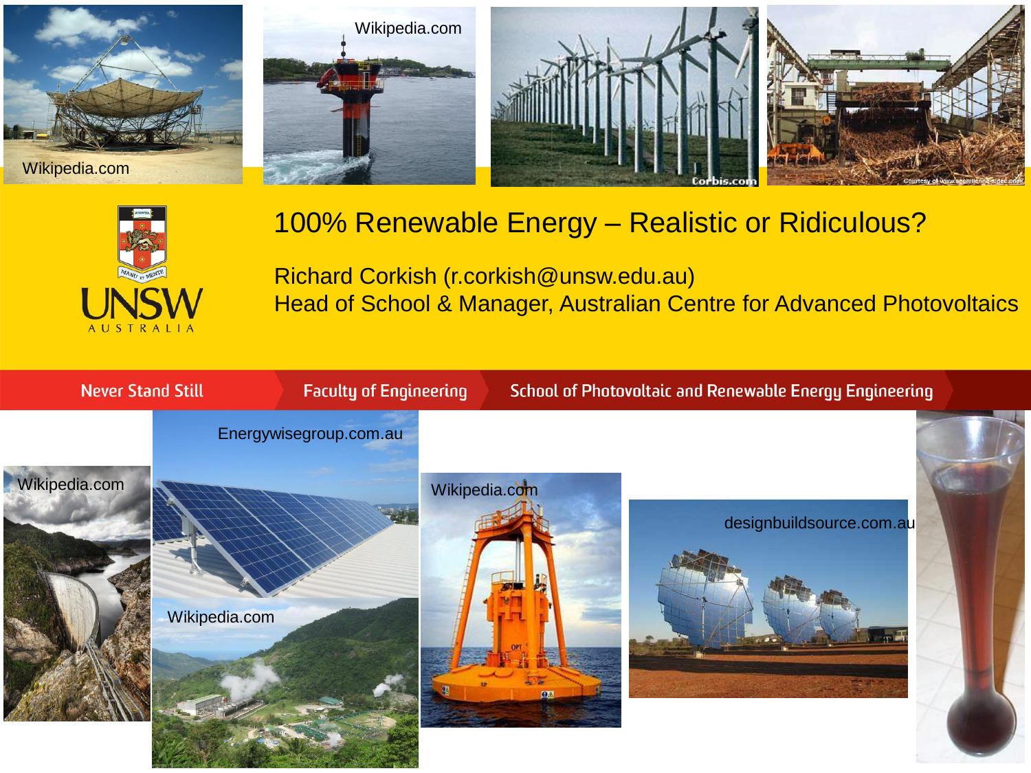# 100% Renewable Energy – Realistic or Ridiculous?

Richard Corkish (r.corkish@unsw.edu.au)
Head of School & Manager, Australian Centre for Advanced Photovoltaics

UNSW AUSTRALIA

Never Stand Still | Faculty of Engineering | School of Photovoltaic and Renewable Energy Engineering

Wikipedia.com

Wikipedia.com

Corbis.com

Courtesy of www.sechilienne-sidec.com

Energywisegroup.com.au

Wikipedia.com

Wikipedia.com

Wikipedia.com

designbuildsource.com.au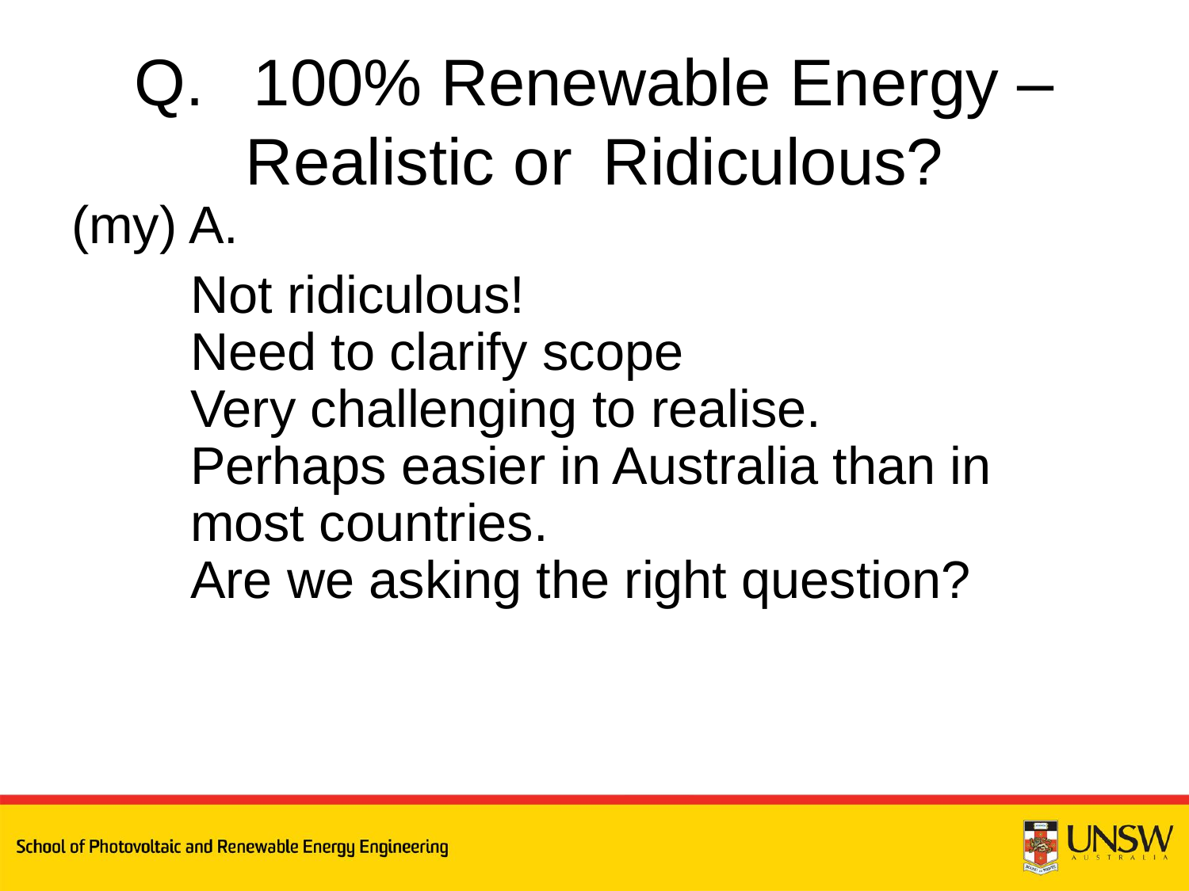# Q. 100% Renewable Energy – Realistic or Ridiculous?

(my) A.

Not ridiculous!
Need to clarify scope
Very challenging to realise.
Perhaps easier in Australia than in most countries.
Are we asking the right question?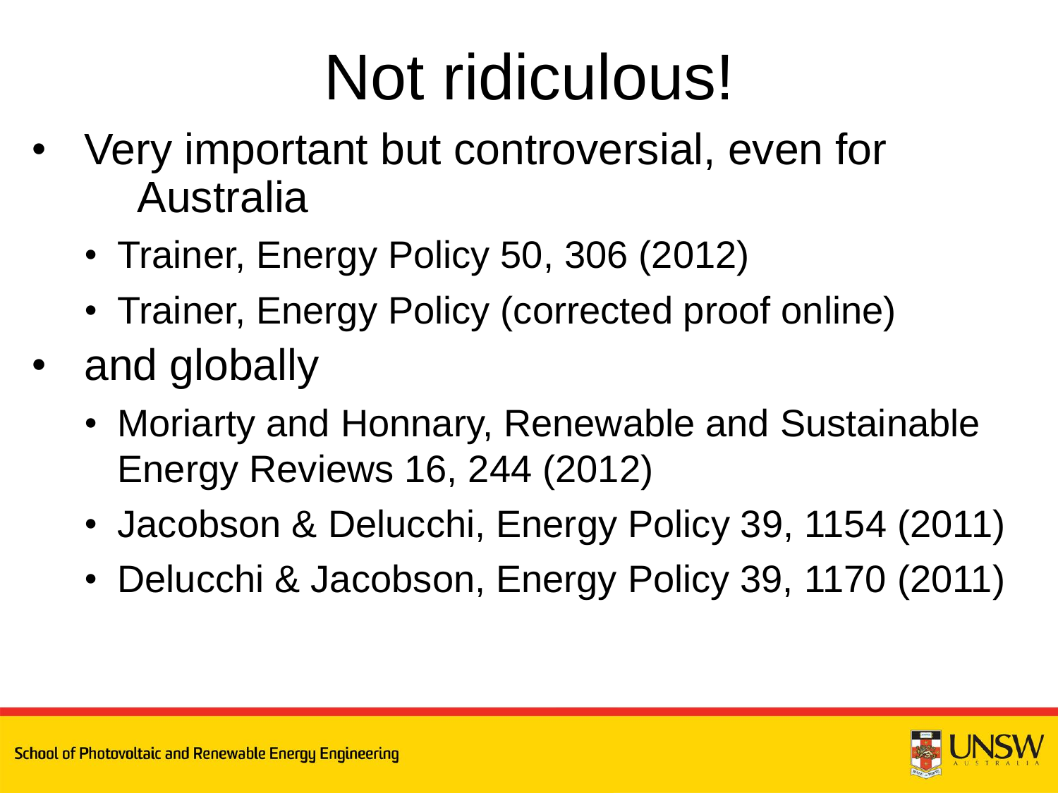# Not ridiculous!

- Very important but controversial, even for Australia
  - Trainer, Energy Policy 50, 306 (2012)
  - Trainer, Energy Policy (corrected proof online)
- and globally
  - Moriarty and Honnary, Renewable and Sustainable Energy Reviews 16, 244 (2012)
  - Jacobson & Delucchi, Energy Policy 39, 1154 (2011)
  - Delucchi & Jacobson, Energy Policy 39, 1170 (2011)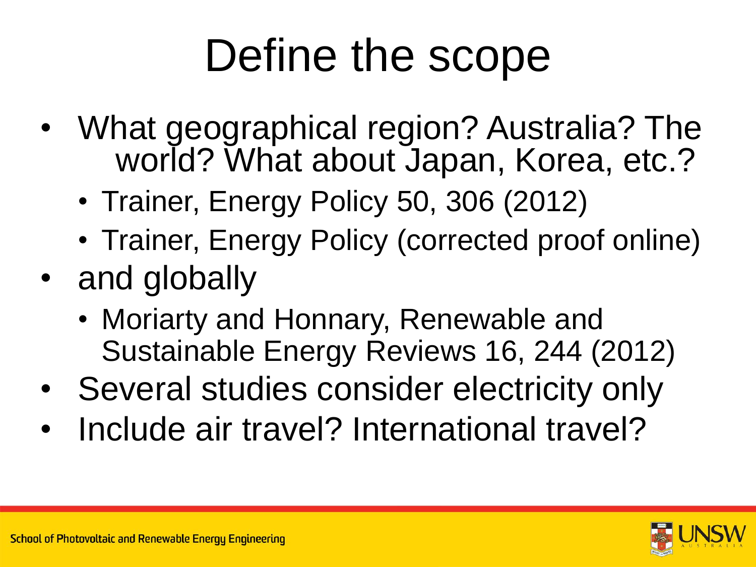# Define the scope

- What geographical region? Australia? The world? What about Japan, Korea, etc.?
  - Trainer, Energy Policy 50, 306 (2012)
  - Trainer, Energy Policy (corrected proof online)
- and globally
  - Moriarty and Honnary, Renewable and Sustainable Energy Reviews 16, 244 (2012)
- Several studies consider electricity only
- Include air travel? International travel?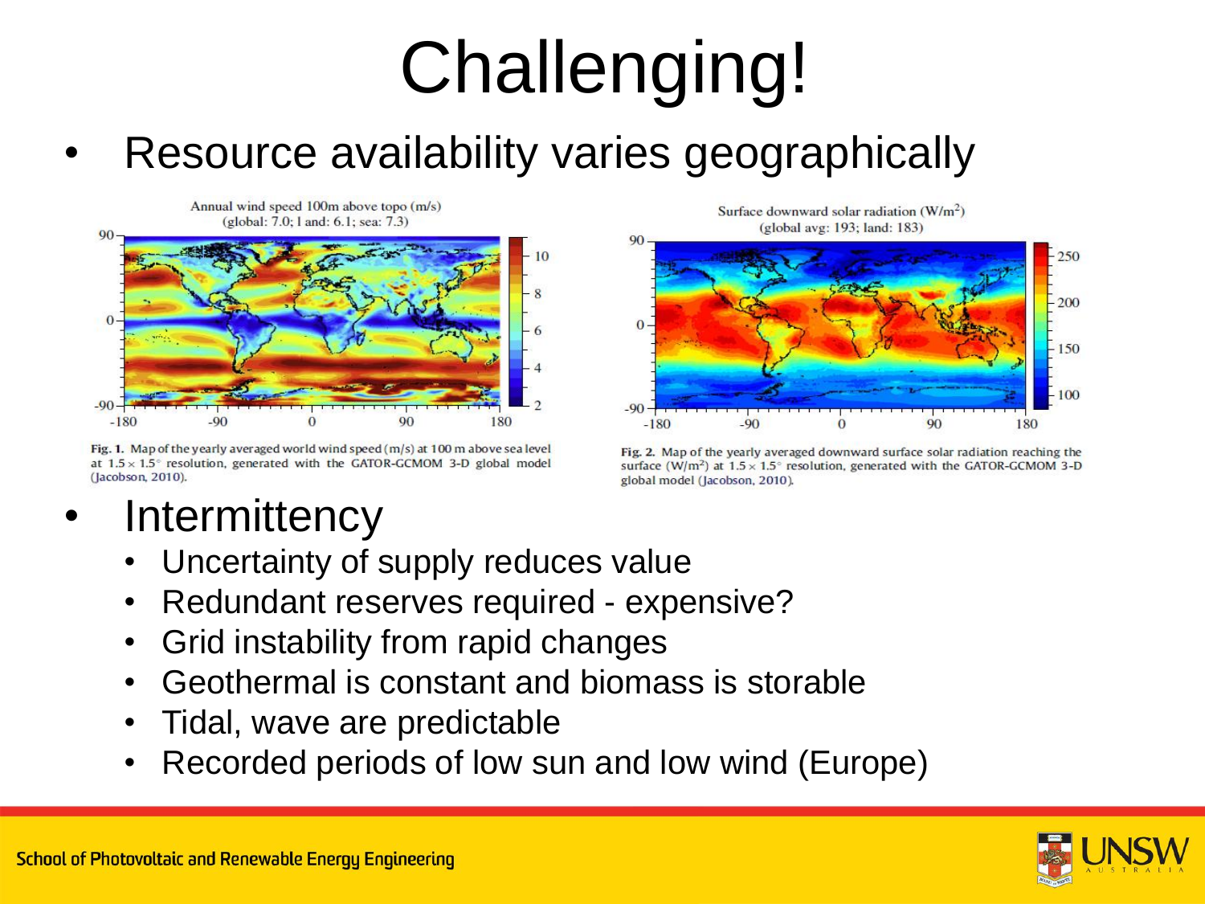# Challenging!

- Resource availability varies geographically

Fig. 1. Map of the yearly averaged world wind speed (m/s) at 100 m above sea level at $1.5 \times 1.5^\circ$ resolution, generated with the GATOR-GCMOM 3-D global model (Jacobson, 2010).

Fig. 2. Map of the yearly averaged downward surface solar radiation reaching the surface ($W/m^2$) at $1.5 \times 1.5^\circ$ resolution, generated with the GATOR-GCMOM 3-D global model (Jacobson, 2010).

- Intermittency
  - Uncertainty of supply reduces value
  - Redundant reserves required - expensive?
  - Grid instability from rapid changes
  - Geothermal is constant and biomass is storable
  - Tidal, wave are predictable
  - Recorded periods of low sun and low wind (Europe)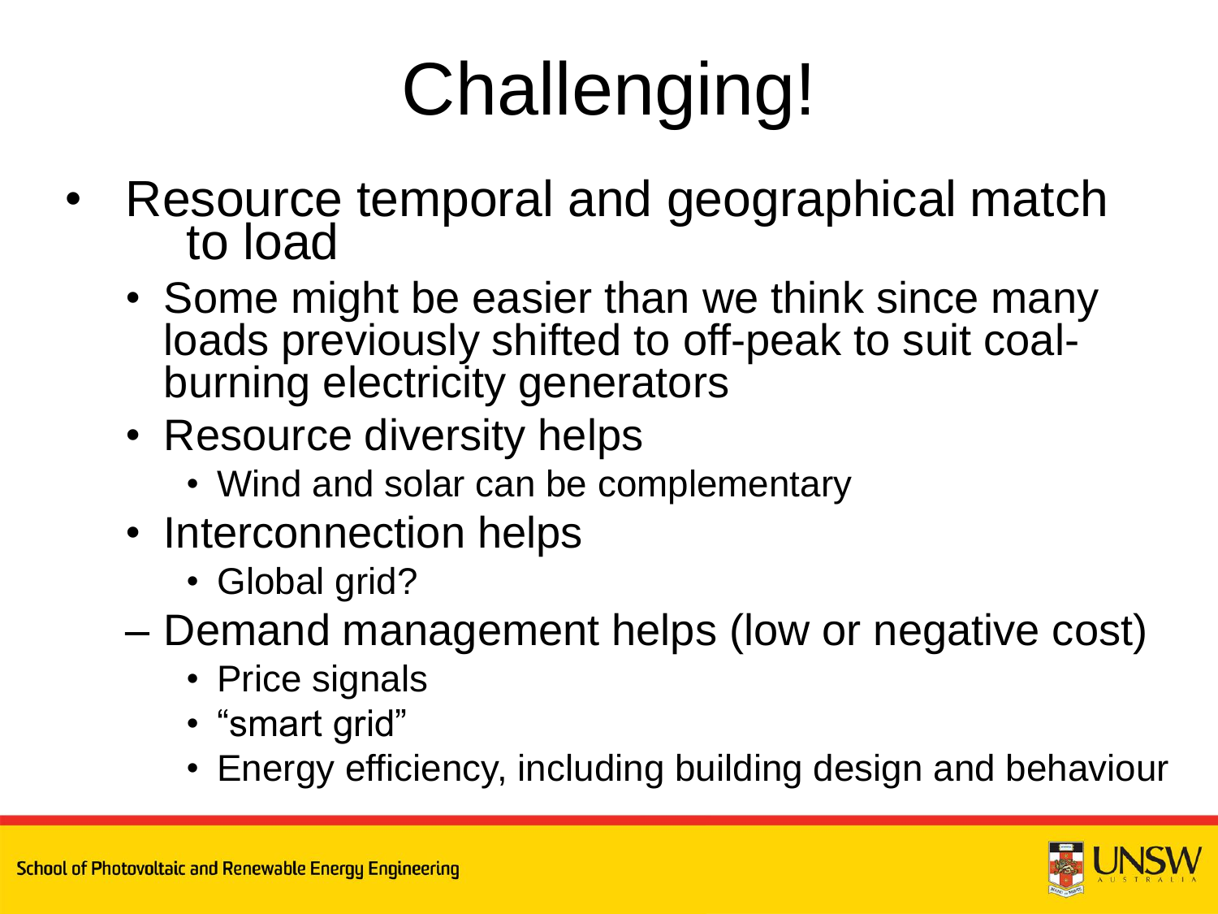# Challenging!

- Resource temporal and geographical match to load
  - Some might be easier than we think since many loads previously shifted to off-peak to suit coal-burning electricity generators
  - Resource diversity helps
    - Wind and solar can be complementary
  - Interconnection helps
    - Global grid?
  - Demand management helps (low or negative cost)
    - Price signals
    - "smart grid"
    - Energy efficiency, including building design and behaviour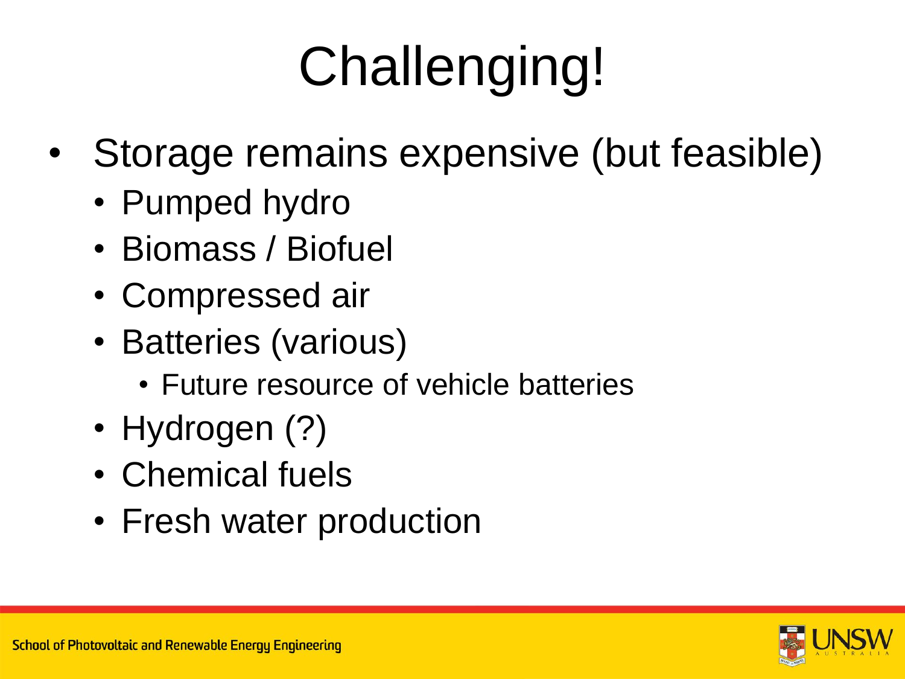# Challenging!

- Storage remains expensive (but feasible)
  - Pumped hydro
  - Biomass / Biofuel
  - Compressed air
  - Batteries (various)
    - Future resource of vehicle batteries
  - Hydrogen (?)
  - Chemical fuels
  - Fresh water production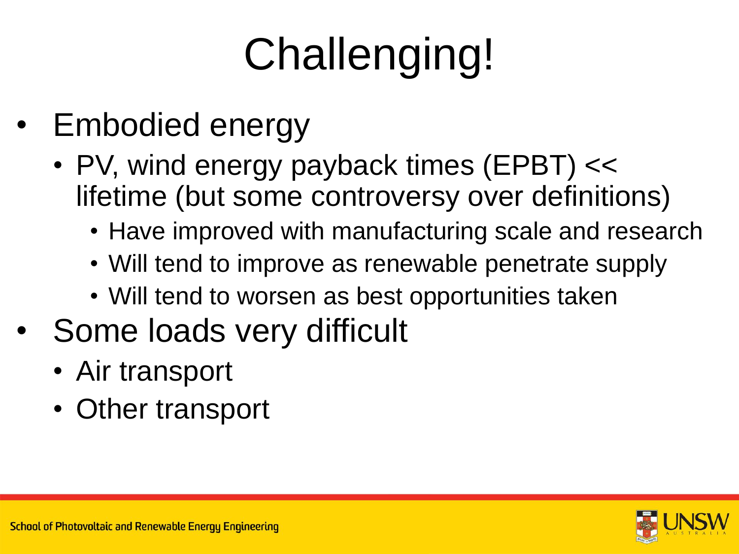# Challenging!

- Embodied energy
  - PV, wind energy payback times (EPBT) << lifetime (but some controversy over definitions)
    - Have improved with manufacturing scale and research
    - Will tend to improve as renewable penetrate supply
    - Will tend to worsen as best opportunities taken
- Some loads very difficult
  - Air transport
  - Other transport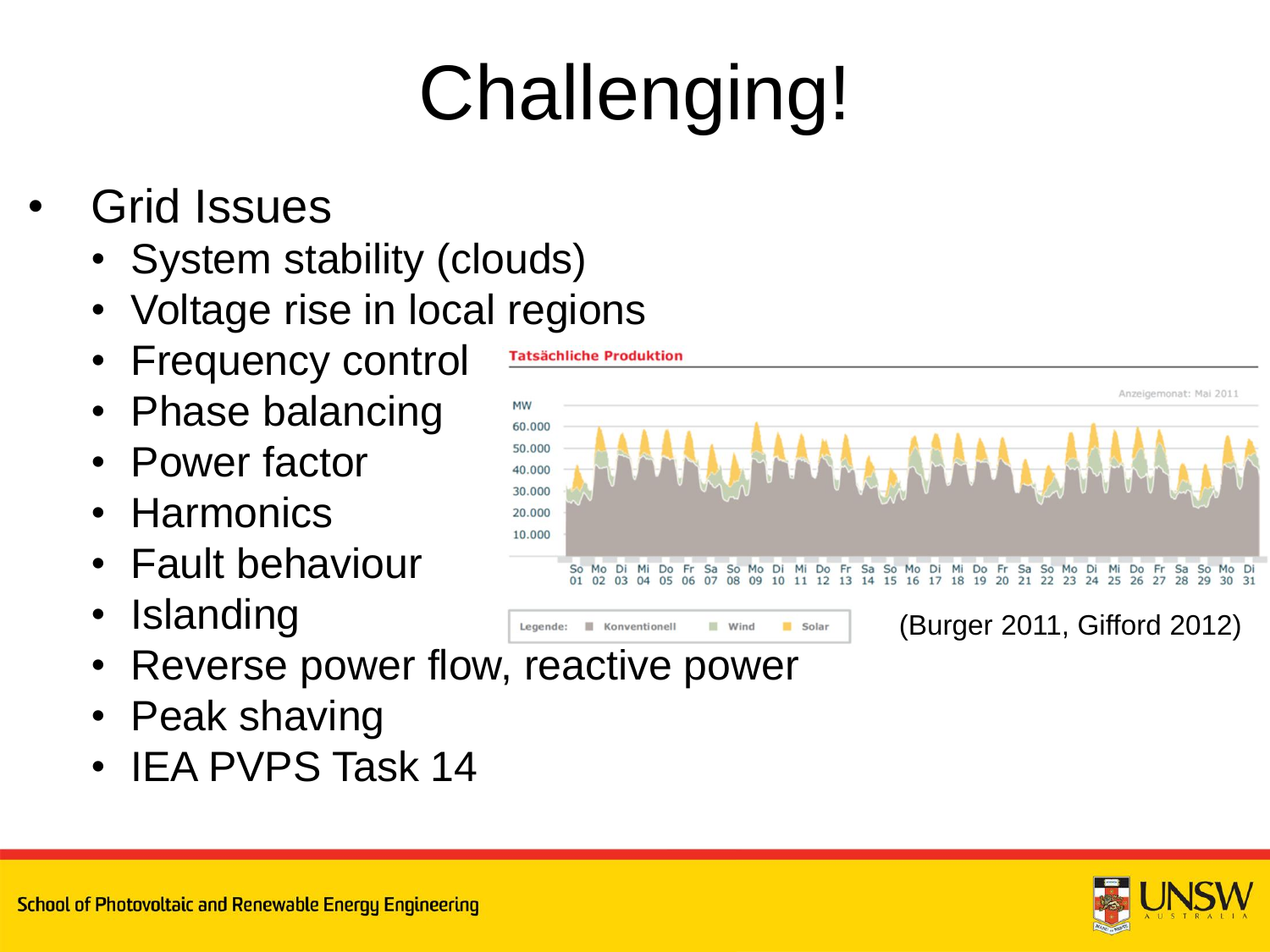# Challenging!

- Grid Issues
  - System stability (clouds)
  - Voltage rise in local regions
  - Frequency control
  - Phase balancing
  - Power factor
  - Harmonics
  - Fault behaviour
  - Islanding
  - Reverse power flow, reactive power
  - Peak shaving
  - IEA PVPS Task 14

**Tatsächliche Produktion**

Anzeigemonat: Mai 2011

MW: 60.000, 50.000, 40.000, 30.000, 20.000, 10.000

So 01, Mo 02, Di 03, Mi 04, Do 05, Fr 06, Sa 07, So 08, Mo 09, Di 10, Mi 11, Do 12, Fr 13, Sa 14, So 15, Mo 16, Di 17, Mi 18, Do 19, Fr 20, Sa 21, So 22, Mo 23, Di 24, Mi 25, Do 26, Fr 27, Sa 28, So 29, Mo 30, Di 31

Legende: Konventionell, Wind, Solar

(Burger 2011, Gifford 2012)

School of Photovoltaic and Renewable Energy Engineering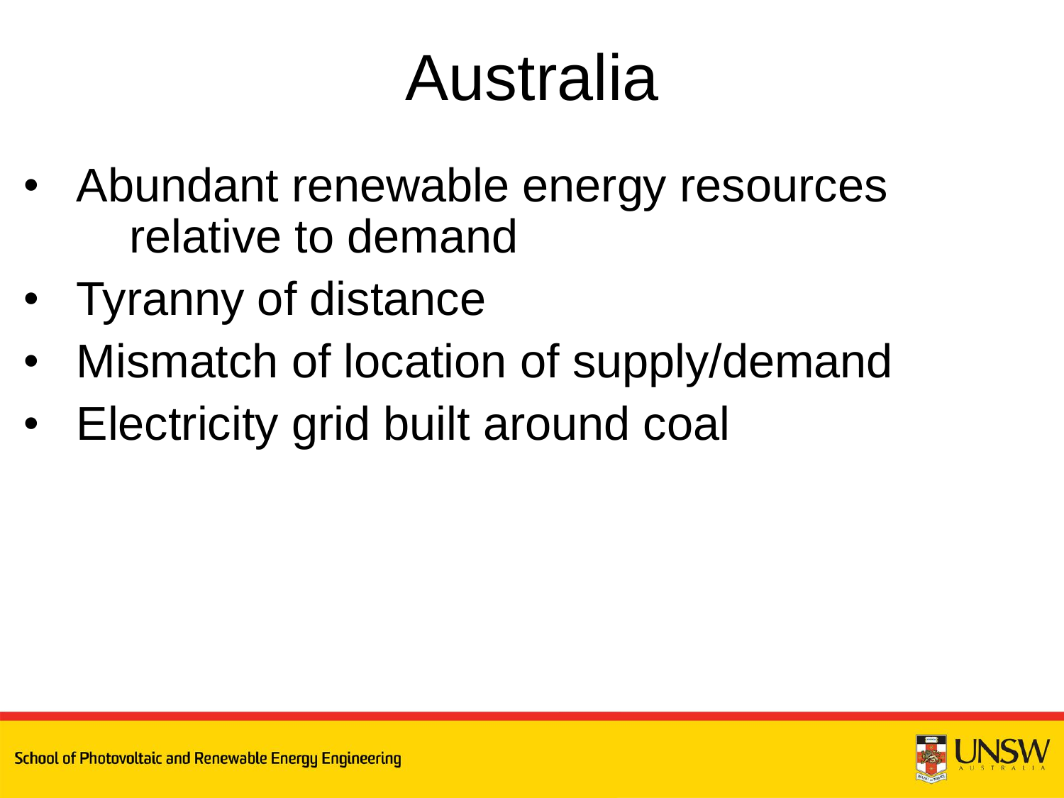# Australia

- Abundant renewable energy resources relative to demand
- Tyranny of distance
- Mismatch of location of supply/demand
- Electricity grid built around coal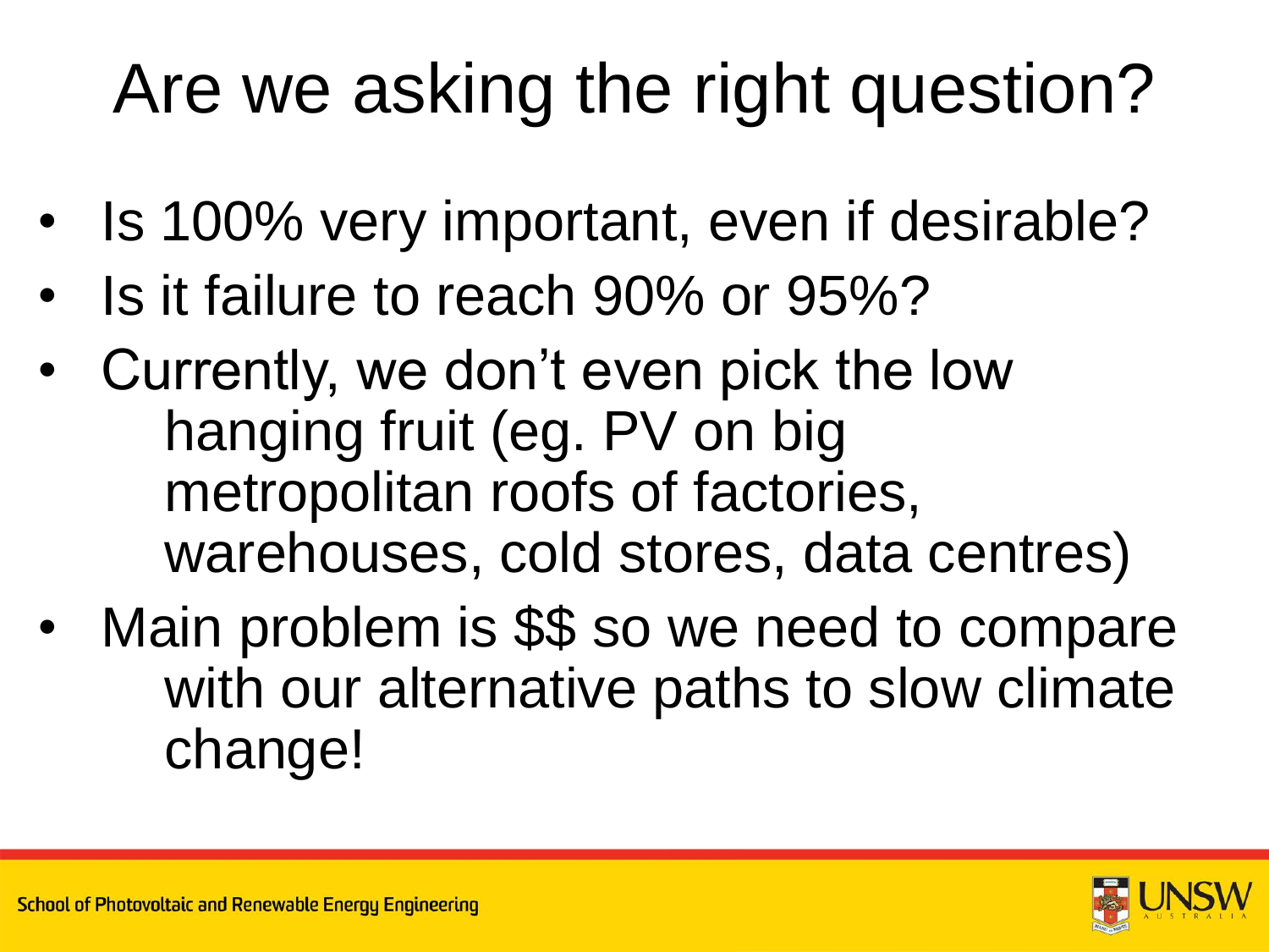# Are we asking the right question?

- Is 100% very important, even if desirable?
- Is it failure to reach 90% or 95%?
- Currently, we don't even pick the low hanging fruit (eg. PV on big metropolitan roofs of factories, warehouses, cold stores, data centres)
- Main problem is $$ so we need to compare with our alternative paths to slow climate change!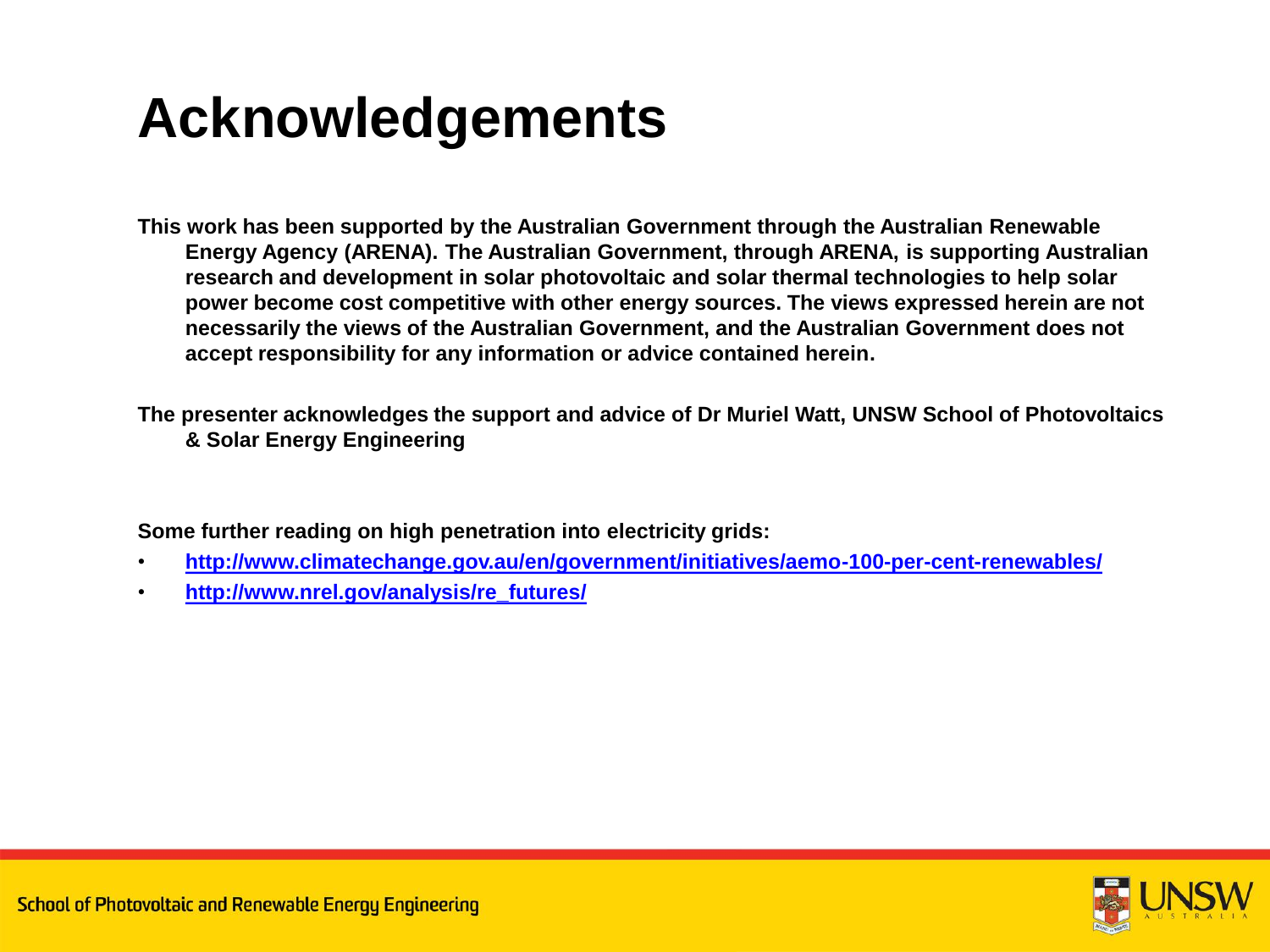# Acknowledgements

**This work has been supported by the Australian Government through the Australian Renewable Energy Agency (ARENA). The Australian Government, through ARENA, is supporting Australian research and development in solar photovoltaic and solar thermal technologies to help solar power become cost competitive with other energy sources. The views expressed herein are not necessarily the views of the Australian Government, and the Australian Government does not accept responsibility for any information or advice contained herein.**

**The presenter acknowledges the support and advice of Dr Muriel Watt, UNSW School of Photovoltaics & Solar Energy Engineering**

**Some further reading on high penetration into electricity grids:**

- **http://www.climatechange.gov.au/en/government/initiatives/aemo-100-per-cent-renewables/**
- **http://www.nrel.gov/analysis/re_futures/**